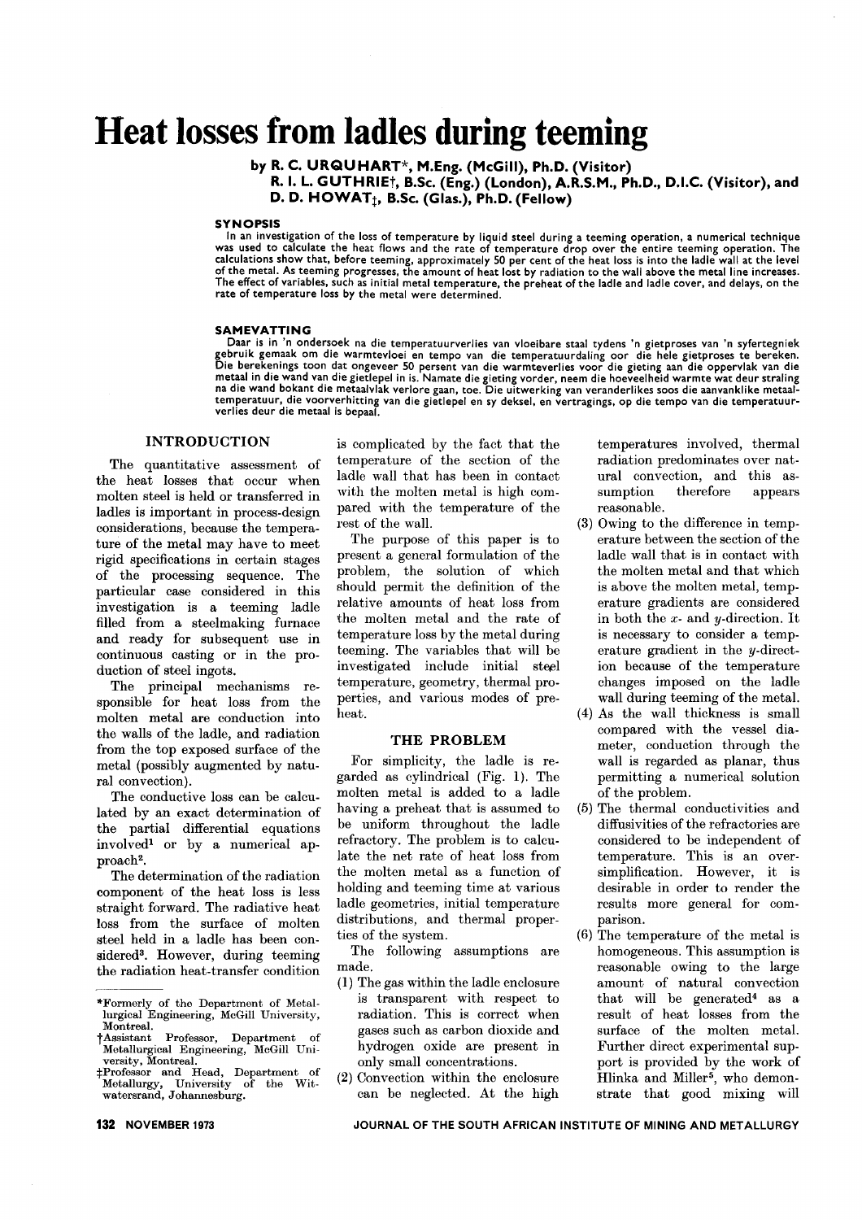# Heat losses from ladles during teeming

**by R. C. URQUHART\*, M.Eng. (McGill), Ph.D. (Visitor)
R. I. L. GUTHRIE†, B.Sc. (Eng.) (London), A.R.S.M., Ph.D., D.I.C. (Visitor), and
D. D. HOWAT‡, B.Sc. (Glas.), Ph.D. (Fellow)**

### SYNOPSIS

In an investigation of the loss of temperature by liquid steel during a teeming operation, a numerical technique was used to calculate the heat flows and the rate of temperature drop over the entire teeming operation. The calculations show that, before teeming, approximately 50 per cent of the heat loss is into the ladle wall at the level of the metal. As teeming progresses, the amount of heat lost by radiation to the wall above the metal line increases. The effect of variables, such as initial metal temperature, the preheat of the ladle and ladle cover, and delays, on the rate of temperature loss by the metal were determined.

### SAMEVATTING

Daar is in 'n ondersoek na die temperatuurverlies van vloeibare staal tydens 'n gietproses van 'n syfertegniek gebruik gemaak om die warmtevloei en tempo van die temperatuurdaling oor die hele gietproses te bereken. Die berekenings toon dat ongeveer 50 persent van die warmteverlies voor die gieting aan die oppervlak van die metaal in die wand van die gietlepel in is. Namate die gieting vorder, neem die hoeveelheid warmte wat deur straling na die wand bokant die metaalvlak verlore gaan, toe. Die uitwerking van veranderlikes soos die aanvanklike metaaltemperatuur, die voorverhitting van die gietlepel en sy deksel, en vertragings, op die tempo van die temperatuurverlies deur die metaal is bepaal.

## INTRODUCTION

The quantitative assessment of the heat losses that occur when molten steel is held or transferred in ladles is important in process-design considerations, because the temperature of the metal may have to meet rigid specifications in certain stages of the processing sequence. The particular case considered in this investigation is a teeming ladle filled from a steelmaking furnace and ready for subsequent use in continuous casting or in the production of steel ingots.

The principal mechanisms responsible for heat loss from the molten metal are conduction into the walls of the ladle, and radiation from the top exposed surface of the metal (possibly augmented by natural convection).

The conductive loss can be calculated by an exact determination of the partial differential equations involved[1] or by a numerical approach[2].

The determination of the radiation component of the heat loss is less straight forward. The radiative heat loss from the surface of molten steel held in a ladle has been considered[3]. However, during teeming the radiation heat-transfer condition is complicated by the fact that the temperature of the section of the ladle wall that has been in contact with the molten metal is high compared with the temperature of the rest of the wall.

The purpose of this paper is to present a general formulation of the problem, the solution of which should permit the definition of the relative amounts of heat loss from the molten metal and the rate of temperature loss by the metal during teeming. The variables that will be investigated include initial steel temperature, geometry, thermal properties, and various modes of preheat.

## THE PROBLEM

For simplicity, the ladle is regarded as cylindrical (Fig. 1). The molten metal is added to a ladle having a preheat that is assumed to be uniform throughout the ladle refractory. The problem is to calculate the net rate of heat loss from the molten metal as a function of holding and teeming time at various ladle geometries, initial temperature distributions, and thermal properties of the system.

The following assumptions are made.

(1) The gas within the ladle enclosure is transparent with respect to radiation. This is correct when gases such as carbon dioxide and hydrogen oxide are present in only small concentrations.
(2) Convection within the enclosure can be neglected. At the high temperatures involved, thermal radiation predominates over natural convection, and this assumption therefore appears reasonable.
(3) Owing to the difference in temperature between the section of the ladle wall that is in contact with the molten metal and that which is above the molten metal, temperature gradients are considered in both the $x$- and $y$-direction. It is necessary to consider a temperature gradient in the $y$-direction because of the temperature changes imposed on the ladle wall during teeming of the metal.
(4) As the wall thickness is small compared with the vessel diameter, conduction through the wall is regarded as planar, thus permitting a numerical solution of the problem.
(5) The thermal conductivities and diffusivities of the refractories are considered to be independent of temperature. This is an oversimplification. However, it is desirable in order to render the results more general for comparison.
(6) The temperature of the metal is homogeneous. This assumption is reasonable owing to the large amount of natural convection that will be generated[4] as a result of heat losses from the surface of the molten metal. Further direct experimental support is provided by the work of Hlinka and Miller[5], who demonstrate that good mixing will

---

\*Formerly of the Department of Metallurgical Engineering, McGill University, Montreal.
†Assistant Professor, Department of Metallurgical Engineering, McGill University, Montreal.
‡Professor and Head, Department of Metallurgy, University of the Witwatersrand, Johannesburg.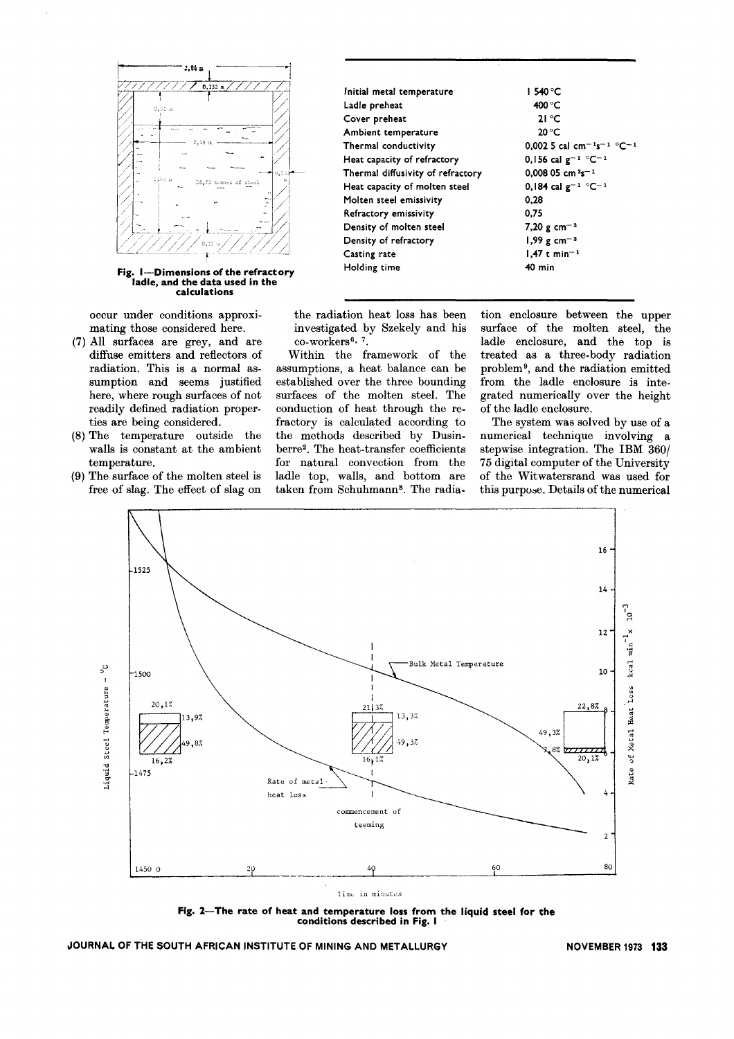| | |
|---|---|
| Initial metal temperature | 1 540 °C |
| Ladle preheat | 400 °C |
| Cover preheat | 21 °C |
| Ambient temperature | 20 °C |
| Thermal conductivity | 0,002 5 cal cm$^{-1}$s$^{-1}$ °C$^{-1}$ |
| Heat capacity of refractory | 0,156 cal g$^{-1}$ °C$^{-1}$ |
| Thermal diffusivity of refractory | 0,008 05 cm$^2$s$^{-1}$ |
| Heat capacity of molten steel | 0,184 cal g$^{-1}$ °C$^{-1}$ |
| Molten steel emissivity | 0,28 |
| Refractory emissivity | 0,75 |
| Density of molten steel | 7,20 g cm$^{-3}$ |
| Density of refractory | 1,99 g cm$^{-3}$ |
| Casting rate | 1,47 t min$^{-1}$ |
| Holding time | 40 min |

**Fig. 1—Dimensions of the refractory ladle, and the data used in the calculations**

occur under conditions approximating those considered here.

(7) All surfaces are grey, and are diffuse emitters and reflectors of radiation. This is a normal assumption and seems justified here, where rough surfaces of not readily defined radiation properties are being considered.

(8) The temperature outside the walls is constant at the ambient temperature.

(9) The surface of the molten steel is free of slag. The effect of slag on the radiation heat loss has been investigated by Szekely and his co-workers[6, 7].

Within the framework of the assumptions, a heat balance can be established over the three bounding surfaces of the molten steel. The conduction of heat through the refractory is calculated according to the methods described by Dusinberre[2]. The heat-transfer coefficients for natural convection from the ladle top, walls, and bottom are taken from Schuhmann[8]. The radiation enclosure between the upper surface of the molten steel, the ladle enclosure, and the top is treated as a three-body radiation problem[9], and the radiation emitted from the ladle enclosure is integrated numerically over the height of the ladle enclosure.

The system was solved by use of a numerical technique involving a stepwise integration. The IBM 360/75 digital computer of the University of the Witwatersrand was used for this purpose. Details of the numerical

**Fig. 2—The rate of heat and temperature loss from the liquid steel for the conditions described in Fig. 1**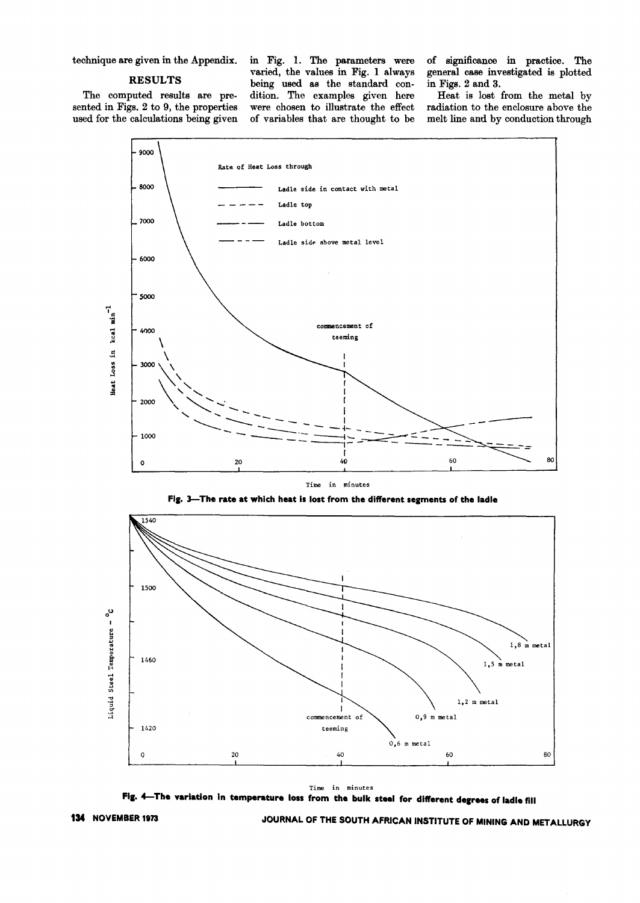technique are given in the Appendix.

## RESULTS

The computed results are presented in Figs. 2 to 9, the properties used for the calculations being given in Fig. 1. The parameters were varied, the values in Fig. 1 always being used as the standard condition. The examples given here were chosen to illustrate the effect of variables that are thought to be of significance in practice. The general case investigated is plotted in Figs. 2 and 3.

Heat is lost from the metal by radiation to the enclosure above the melt line and by conduction through

**Fig. 3—The rate at which heat is lost from the different segments of the ladle**

**Fig. 4—The variation in temperature loss from the bulk steel for different degrees of ladle fill**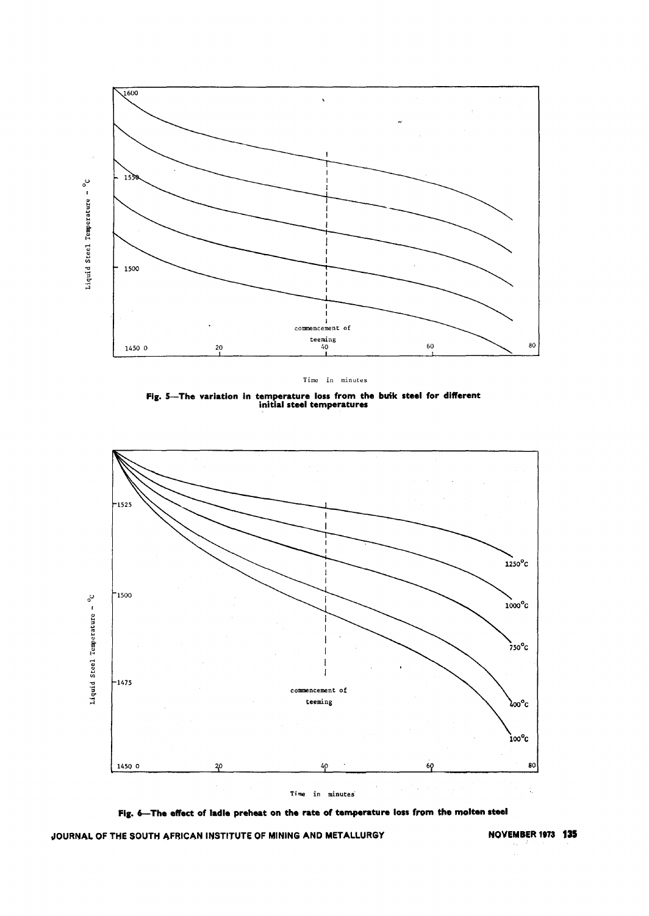**Fig. 5—The variation in temperature loss from the bulk steel for different initial steel temperatures**

**Fig. 6—The effect of ladle preheat on the rate of temperature loss from the molten steel**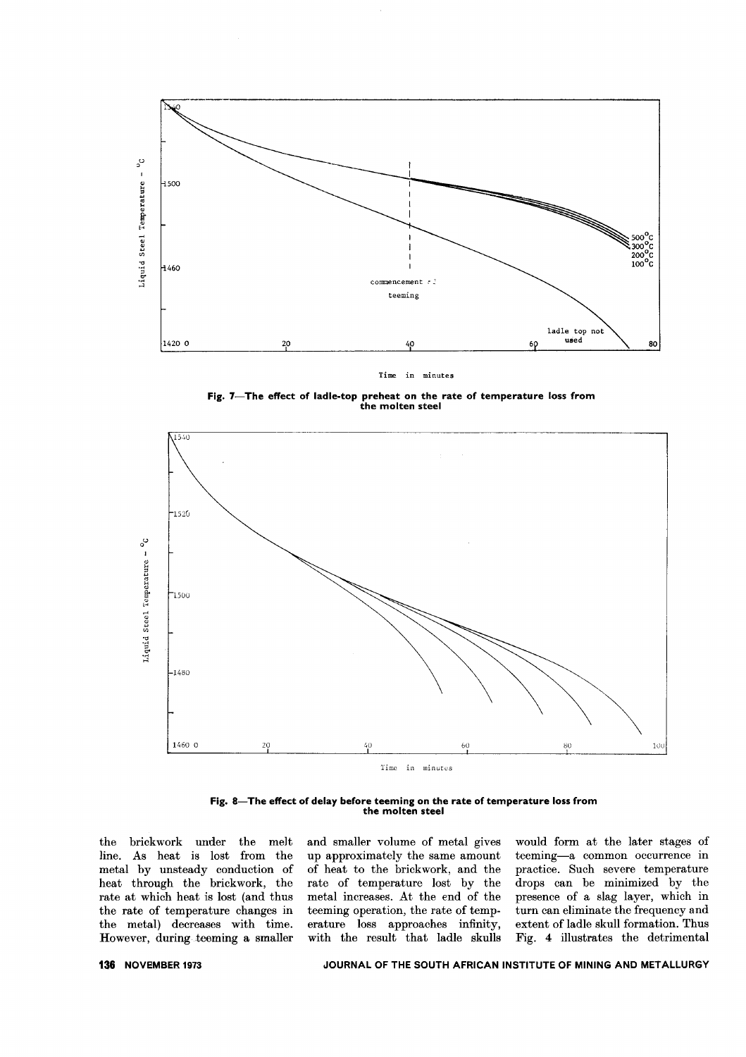Fig. 7—The effect of ladle-top preheat on the rate of temperature loss from the molten steel

Fig. 8—The effect of delay before teeming on the rate of temperature loss from the molten steel

the brickwork under the melt line. As heat is lost from the metal by unsteady conduction of heat through the brickwork, the rate at which heat is lost (and thus the rate of temperature changes in the metal) decreases with time. However, during teeming a smaller and smaller volume of metal gives up approximately the same amount of heat to the brickwork, and the rate of temperature lost by the metal increases. At the end of the teeming operation, the rate of temperature loss approaches infinity, with the result that ladle skulls would form at the later stages of teeming—a common occurrence in practice. Such severe temperature drops can be minimized by the presence of a slag layer, which in turn can eliminate the frequency and extent of ladle skull formation. Thus Fig. 4 illustrates the detrimental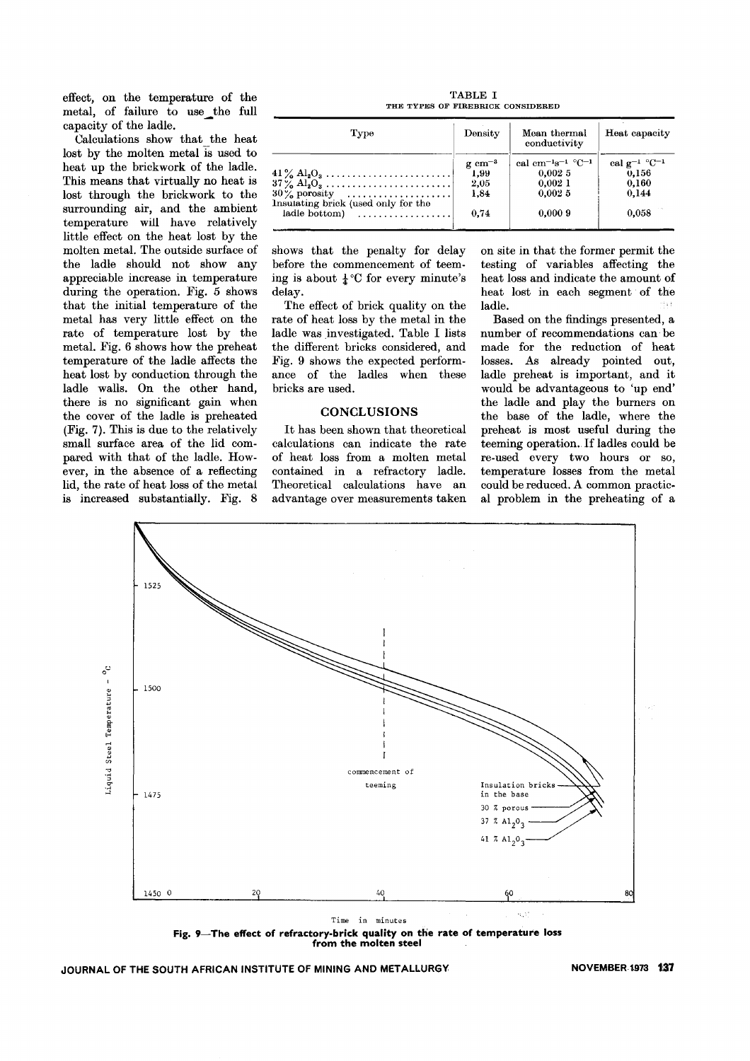effect, on the temperature of the metal, of failure to use the full capacity of the ladle.

Calculations show that the heat lost by the molten metal is used to heat up the brickwork of the ladle. This means that virtually no heat is lost through the brickwork to the surrounding air, and the ambient temperature will have relatively little effect on the heat lost by the molten metal. The outside surface of the ladle should not show any appreciable increase in temperature during the operation. Fig. 5 shows that the initial temperature of the metal has very little effect on the rate of temperature lost by the metal. Fig. 6 shows how the preheat temperature of the ladle affects the heat lost by conduction through the ladle walls. On the other hand, there is no significant gain when the cover of the ladle is preheated (Fig. 7). This is due to the relatively small surface area of the lid compared with that of the ladle. However, in the absence of a reflecting lid, the rate of heat loss of the metal is increased substantially. Fig. 8 shows that the penalty for delay before the commencement of teeming is about $\frac{1}{4}$ °C for every minute's delay.

The effect of brick quality on the rate of heat loss by the metal in the ladle was investigated. Table I lists the different bricks considered, and Fig. 9 shows the expected performance of the ladles when these bricks are used.

TABLE I
THE TYPES OF FIREBRICK CONSIDERED

| Type | Density | Mean thermal conductivity | Heat capacity |
|---|---|---|---|
| | g cm$^{-3}$ | cal cm$^{-1}$s$^{-1}$ °C$^{-1}$ | cal g$^{-1}$ °C$^{-1}$ |
| 41 % $Al_2O_3$ | 1,99 | 0,002 5 | 0,156 |
| 37 % $Al_2O_3$ | 2,05 | 0,002 1 | 0,160 |
| 30 % porosity | 1,84 | 0,002 5 | 0,144 |
| Insulating brick (used only for the ladle bottom) | 0,74 | 0,000 9 | 0,058 |

## CONCLUSIONS

It has been shown that theoretical calculations can indicate the rate of heat loss from a molten metal contained in a refractory ladle. Theoretical calculations have an advantage over measurements taken on site in that the former permit the testing of variables affecting the heat loss and indicate the amount of heat lost in each segment of the ladle.

Based on the findings presented, a number of recommendations can be made for the reduction of heat losses. As already pointed out, ladle preheat is important, and it would be advantageous to 'up end' the ladle and play the burners on the base of the ladle, where the preheat is most useful during the teeming operation. If ladles could be re-used every two hours or so, temperature losses from the metal could be reduced. A common practical problem in the preheating of a

Fig. 9—The effect of refractory-brick quality on the rate of temperature loss from the molten steel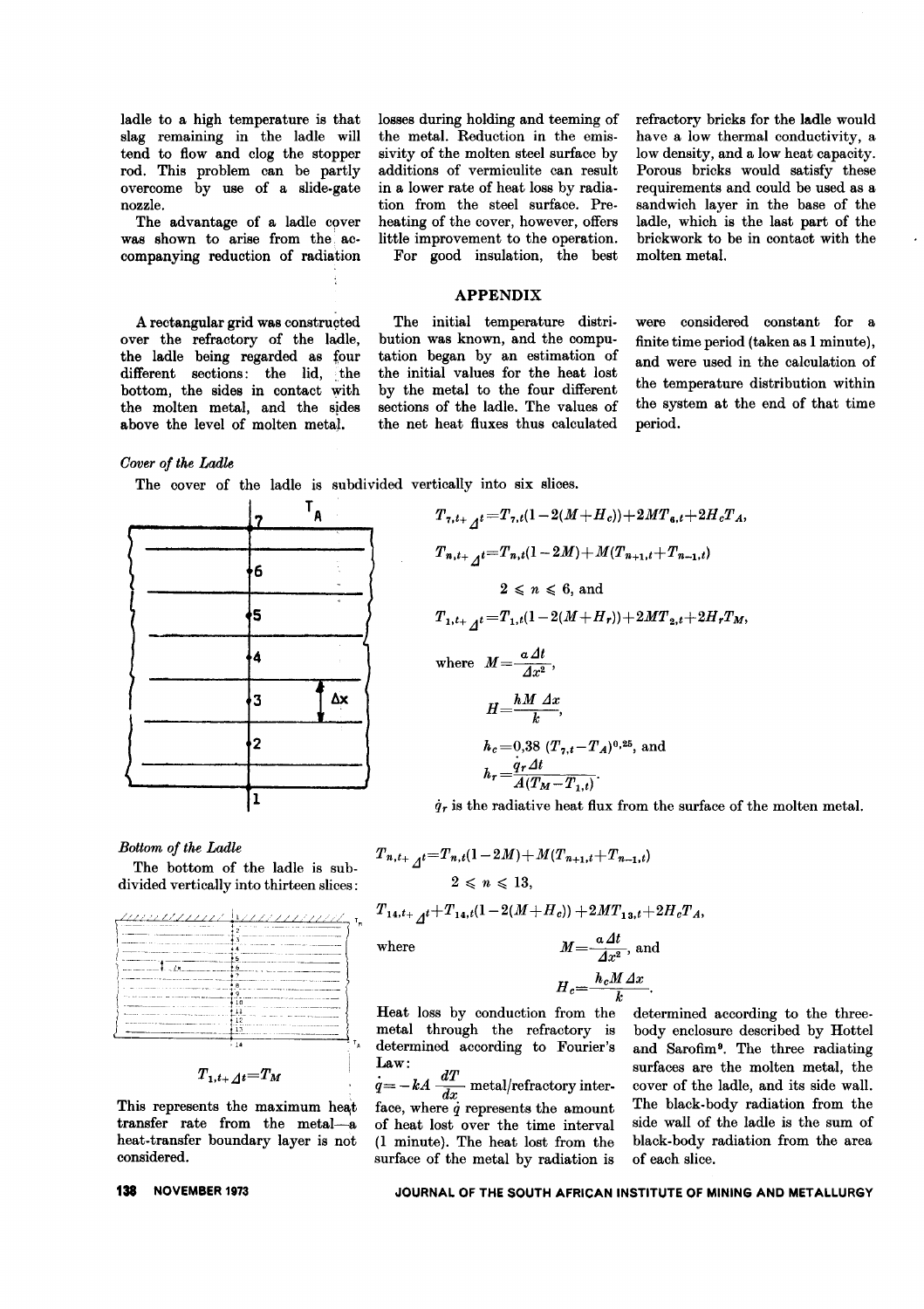ladle to a high temperature is that slag remaining in the ladle will tend to flow and clog the stopper rod. This problem can be partly overcome by use of a slide-gate nozzle.

The advantage of a ladle cover was shown to arise from the accompanying reduction of radiation losses during holding and teeming of the metal. Reduction in the emissivity of the molten steel surface by additions of vermiculite can result in a lower rate of heat loss by radiation from the steel surface. Preheating of the cover, however, offers little improvement to the operation.

For good insulation, the best refractory bricks for the ladle would have a low thermal conductivity, a low density, and a low heat capacity. Porous bricks would satisfy these requirements and could be used as a sandwich layer in the base of the ladle, which is the last part of the brickwork to be in contact with the molten metal.

## APPENDIX

A rectangular grid was constructed over the refractory of the ladle, the ladle being regarded as four different sections: the lid, the bottom, the sides in contact with the molten metal, and the sides above the level of molten metal.

The initial temperature distribution was known, and the computation began by an estimation of the initial values for the heat lost by the metal to the four different sections of the ladle. The values of the net heat fluxes thus calculated were considered constant for a finite time period (taken as 1 minute), and were used in the calculation of the temperature distribution within the system at the end of that time period.

*Cover of the Ladle*

The cover of the ladle is subdivided vertically into six slices.

$$T_{7,t+\Delta t}=T_{7,t}(1-2(M+H_c))+2MT_{6,t}+2H_cT_A,$$

$$T_{n,t+\Delta t}=T_{n,t}(1-2M)+M(T_{n+1,t}+T_{n-1,t})$$

$$2 \leqslant n \leqslant 6, \text{ and}$$

$$T_{1,t+\Delta t}=T_{1,t}(1-2(M+H_r))+2MT_{2,t}+2H_rT_M,$$

where $M=\dfrac{a\Delta t}{\Delta x^2}$,

$$H=\frac{hM\,\Delta x}{k},$$

$$h_c=0{,}38\,(T_{7,t}-T_A)^{0{,}25}, \text{ and}$$

$$h_r=\frac{\dot{q}_r\Delta t}{A(T_M-T_{1,t})}.$$

$\dot{q}_r$ is the radiative heat flux from the surface of the molten metal.

*Bottom of the Ladle*

The bottom of the ladle is subdivided vertically into thirteen slices:

$$T_{1,t+\Delta t}=T_M$$

This represents the maximum heat transfer rate from the metal—a heat-transfer boundary layer is not considered.

$$T_{n,t+\Delta t}=T_{n,t}(1-2M)+M(T_{n+1,t}+T_{n-1,t})$$

$$2 \leqslant n \leqslant 13,$$

$$T_{14,t+\Delta t}+T_{14,t}(1-2(M+H_c))+2MT_{13,t}+2H_cT_A,$$

where $M=\dfrac{a\Delta t}{\Delta x^2}$, and

$$H_c=\frac{h_cM\,\Delta x}{k}.$$

Heat loss by conduction from the metal through the refractory is determined according to Fourier's Law:

$\dot{q}=-kA\dfrac{dT}{dx}$ metal/refractory interface, where $\dot{q}$ represents the amount of heat lost over the time interval (1 minute). The heat lost from the surface of the metal by radiation is determined according to the three-body enclosure described by Hottel and Sarofim[9]. The three radiating surfaces are the molten metal, the cover of the ladle, and its side wall. The black-body radiation from the side wall of the ladle is the sum of black-body radiation from the area of each slice.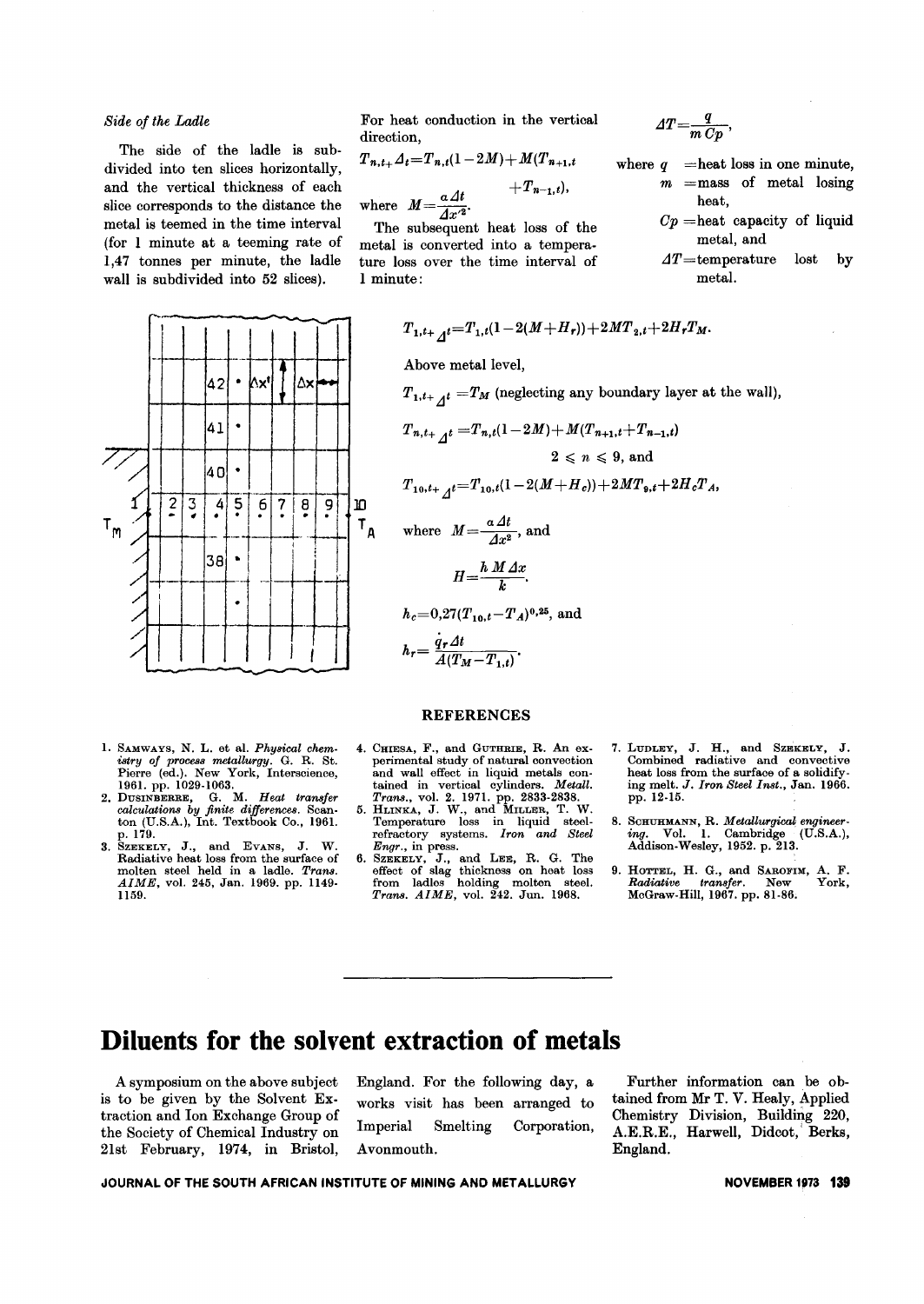*Side of the Ladle*

The side of the ladle is subdivided into ten slices horizontally, and the vertical thickness of each slice corresponds to the distance the metal is teemed in the time interval (for 1 minute at a teeming rate of 1,47 tonnes per minute, the ladle wall is subdivided into 52 slices).

For heat conduction in the vertical direction,

$$T_{n,t+\Delta t}=T_{n,t}(1-2M)+M(T_{n+1,t}+T_{n-1,t}),$$

where $M=\frac{a\Delta t}{\Delta x'^2}$.

The subsequent heat loss of the metal is converted into a temperature loss over the time interval of 1 minute:

$$\Delta T=\frac{q}{m\,Cp},$$

where $q$ = heat loss in one minute,
$m$ = mass of metal losing heat,
$Cp$ = heat capacity of liquid metal, and
$\Delta T$ = temperature lost by metal.

42 · Δx' Δx
41 ·
40 ·
1 2 3 4 5 6 7 8 9 10
$T_M$ $T_A$
38 ·

$$T_{1,t+\Delta t}=T_{1,t}(1-2(M+H_r))+2MT_{2,t}+2H_rT_M.$$

Above metal level,

$$T_{1,t+\Delta t}=T_M \text{ (neglecting any boundary layer at the wall),}$$

$$T_{n,t+\Delta t}=T_{n,t}(1-2M)+M(T_{n+1,t}+T_{n-1,t})$$

$$2\leqslant n\leqslant 9, \text{ and}$$

$$T_{10,t+\Delta t}=T_{10,t}(1-2(M+H_c))+2MT_{9,t}+2H_cT_A,$$

where $M=\frac{a\Delta t}{\Delta x^2}$, and

$$H=\frac{h\,M\,\Delta x}{k}.$$

$$h_c=0{,}27(T_{10,t}-T_A)^{0,25}, \text{ and}$$

$$h_r=\frac{\dot{q}_r\Delta t}{A(T_M-T_{1,t})}.$$

## REFERENCES

1. SAMWAYS, N. L. et al. *Physical chemistry of process metallurgy.* G. R. St. Pierre (ed.). New York, Interscience, 1961. pp. 1029-1063.
2. DUSINBERRE, G. M. *Heat transfer calculations by finite differences.* Scanton (U.S.A.), Int. Textbook Co., 1961. p. 179.
3. SZEKELY, J., and EVANS, J. W. Radiative heat loss from the surface of molten steel held in a ladle. *Trans. AIME*, vol. 245, Jan. 1969. pp. 1149-1159.
4. CHIESA, F., and GUTHRIE, R. An experimental study of natural convection and wall effect in liquid metals contained in vertical cylinders. *Metall. Trans.*, vol. 2. 1971. pp. 2833-2838.
5. HLINKA, J. W., and MILLER, T. W. Temperature loss in liquid steel-refractory systems. *Iron and Steel Engr.*, in press.
6. SZEKELY, J., and LEE, R. G. The effect of slag thickness on heat loss from ladles holding molten steel. *Trans. AIME*, vol. 242. Jun. 1968.
7. LUDLEY, J. H., and SZEKELY, J. Combined radiative and convective heat loss from the surface of a solidifying melt. *J. Iron Steel Inst.*, Jan. 1966. pp. 12-15.
8. SCHUHMANN, R. *Metallurgical engineering.* Vol. 1. Cambridge (U.S.A.), Addison-Wesley, 1952. p. 213.
9. HOTTEL, H. G., and SAROFIM, A. F. *Radiative transfer.* New York, McGraw-Hill, 1967. pp. 81-86.

---

# Diluents for the solvent extraction of metals

A symposium on the above subject is to be given by the Solvent Extraction and Ion Exchange Group of the Society of Chemical Industry on 21st February, 1974, in Bristol, England. For the following day, a works visit has been arranged to Imperial Smelting Corporation, Avonmouth.

Further information can be obtained from Mr T. V. Healy, Applied Chemistry Division, Building 220, A.E.R.E., Harwell, Didcot, Berks, England.